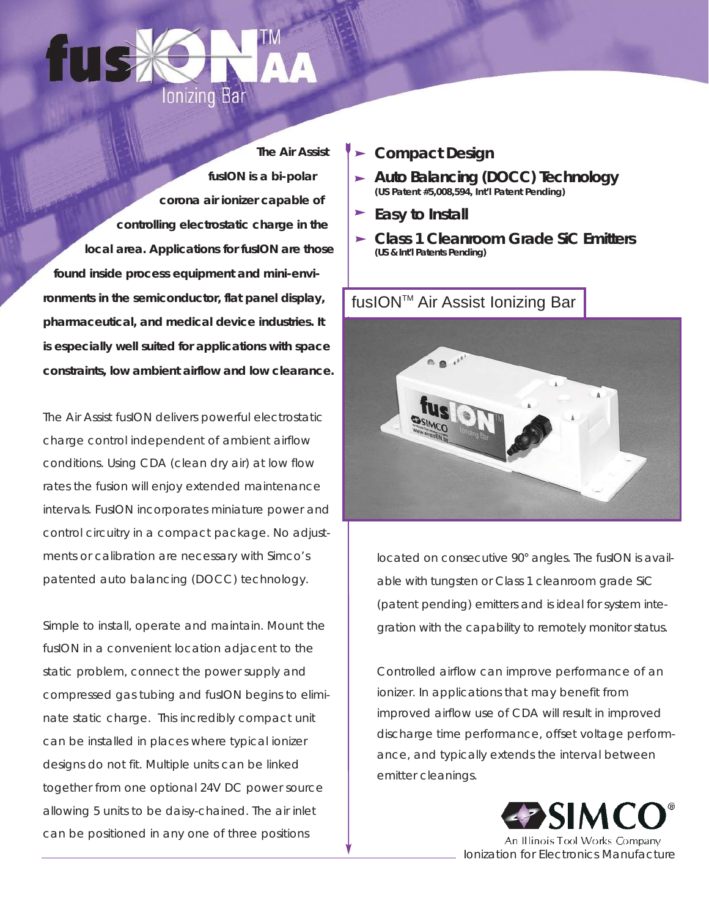# fusION™ AA

Ionizing Bar

**The Air Assist fusION is a bi-polar corona air ionizer capable of controlling electrostatic charge in the local area. Applications for fusION are those found inside process equipment and mini-environments in the semiconductor, flat panel display, pharmaceutical, and medical device industries. It is especially well suited for applications with space constraints, low ambient airflow and low clearance.**

The Air Assist fusION delivers powerful electrostatic charge control independent of ambient airflow conditions. Using CDA (clean dry air) at low flow rates the fusion will enjoy extended maintenance intervals. FusION incorporates miniature power and control circuitry in a compact package. No adjustments or calibration are necessary with Simco's patented auto balancing (DOCC) technology.

Simple to install, operate and maintain. Mount the fusION in a convenient location adjacent to the static problem, connect the power supply and compressed gas tubing and fusION begins to eliminate static charge. This incredibly compact unit can be installed in places where typical ionizer designs do not fit. Multiple units can be linked together from one optional 24V DC power source allowing 5 units to be daisy-chained. The air inlet can be positioned in any one of three positions located on consecutive 90° angles. The fusION is available with tungsten or Class 1 cleanroom grade SiC (patent pending) emitters and is ideal for system integration with the capability to remotely monitor status.

Controlled airflow can improve performance of an ionizer. In applications that may benefit from improved airflow use of CDA will result in improved discharge time performance, offset voltage performance, and typically extends the interval between emitter cleanings.

- **Compact Design**
- **Auto Balancing (DOCC) Technology**
  **(US Patent #5,008,594, Int'l Patent Pending)**
- **Easy to Install**
- **Class 1 Cleanroom Grade SiC Emitters**
  **(US & Int'l Patents Pending)**

fusION™ Air Assist Ionizing Bar

SIMCO®
An Illinois Tool Works Company
Ionization for Electronics Manufacture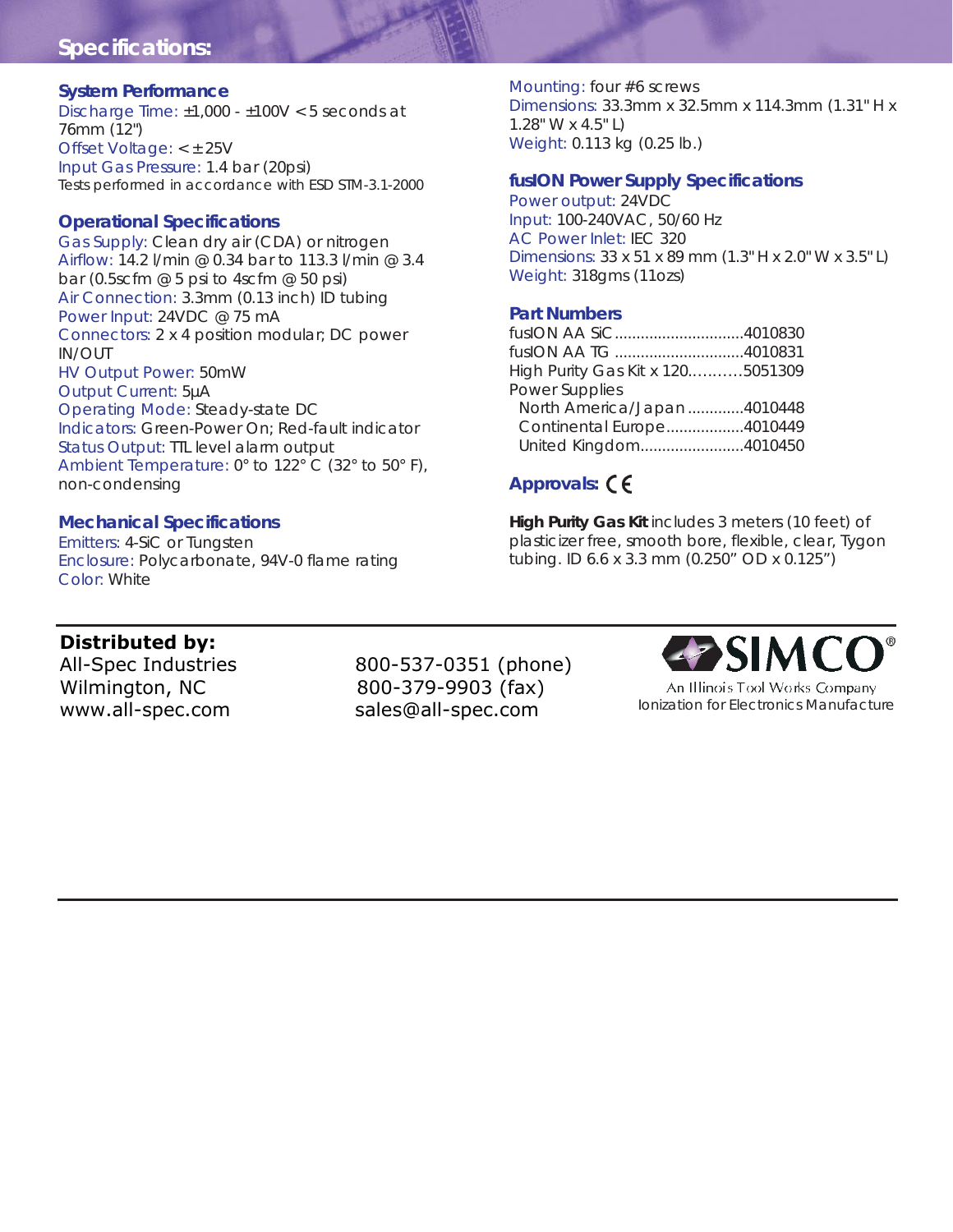## Specifications:

### System Performance

Discharge Time: ±1,000 - ±100V < 5 seconds at 76mm (12")
Offset Voltage: < ± 25V
Input Gas Pressure: 1.4 bar (20psi)
Tests performed in accordance with ESD STM-3.1-2000

### Operational Specifications

Gas Supply: Clean dry air (CDA) or nitrogen
Airflow: 14.2 l/min @ 0.34 bar to 113.3 l/min @ 3.4 bar (0.5scfm @ 5 psi to 4scfm @ 50 psi)
Air Connection: 3.3mm (0.13 inch) ID tubing
Power Input: 24VDC @ 75 mA
Connectors: 2 x 4 position modular; DC power IN/OUT
HV Output Power: 50mW
Output Current: 5µA
Operating Mode: Steady-state DC
Indicators: Green-Power On; Red-fault indicator
Status Output: TTL level alarm output
Ambient Temperature: 0° to 122° C (32° to 50° F), non-condensing

### Mechanical Specifications

Emitters: 4-SiC or Tungsten
Enclosure: Polycarbonate, 94V-0 flame rating
Color: White
Mounting: four #6 screws
Dimensions: 33.3mm x 32.5mm x 114.3mm (1.31" H x 1.28" W x 4.5" L)
Weight: 0.113 kg (0.25 lb.)

### fusION Power Supply Specifications

Power output: 24VDC
Input: 100-240VAC, 50/60 Hz
AC Power Inlet: IEC 320
Dimensions: 33 x 51 x 89 mm (1.3" H x 2.0" W x 3.5" L)
Weight: 318gms (11ozs)

### Part Numbers

fusION AA SiC ............................4010830
fusION AA TG ............................4010831
High Purity Gas Kit x 120...........5051309
Power Supplies
  North America/Japan .............4010448
  Continental Europe..................4010449
  United Kingdom........................4010450

### Approvals: CE

**High Purity Gas Kit** includes 3 meters (10 feet) of plasticizer free, smooth bore, flexible, clear, Tygon tubing. ID 6.6 x 3.3 mm (0.250" OD x 0.125")

**Distributed by:**
All-Spec Industries
Wilmington, NC
www.all-spec.com

800-537-0351 (phone)
800-379-9903 (fax)
sales@all-spec.com

SIMCO®
An Illinois Tool Works Company
Ionization for Electronics Manufacture